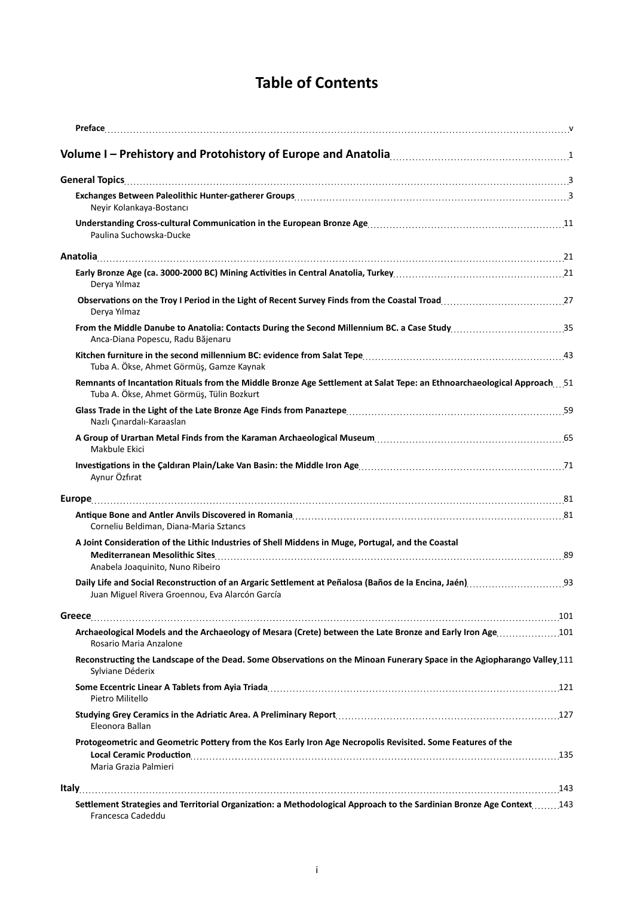# Table of Contents

**Preface** ..... v

## Volume I – Prehistory and Protohistory of Europe and Anatolia ..... 1

**General Topics** ..... 3

**Exchanges Between Paleolithic Hunter-gatherer Groups** ..... 3
Neyir Kolankaya-Bostancı

**Understanding Cross-cultural Communication in the European Bronze Age** ..... 11
Paulina Suchowska-Ducke

**Anatolia** ..... 21

**Early Bronze Age (ca. 3000-2000 BC) Mining Activities in Central Anatolia, Turkey** ..... 21
Derya Yılmaz

**Observations on the Troy I Period in the Light of Recent Survey Finds from the Coastal Troad** ..... 27
Derya Yılmaz

**From the Middle Danube to Anatolia: Contacts During the Second Millennium BC. a Case Study** ..... 35
Anca-Diana Popescu, Radu Băjenaru

**Kitchen furniture in the second millennium BC: evidence from Salat Tepe** ..... 43
Tuba A. Ökse, Ahmet Görmüş, Gamze Kaynak

**Remnants of Incantation Rituals from the Middle Bronze Age Settlement at Salat Tepe: an Ethnoarchaeological Approach** ..... 51
Tuba A. Ökse, Ahmet Görmüş, Tülin Bozkurt

**Glass Trade in the Light of the Late Bronze Age Finds from Panaztepe** ..... 59
Nazlı Çınardalı-Karaaslan

**A Group of Urartian Metal Finds from the Karaman Archaeological Museum** ..... 65
Makbule Ekici

**Investigations in the Çaldıran Plain/Lake Van Basin: the Middle Iron Age** ..... 71
Aynur Özfırat

**Europe** ..... 81

**Antique Bone and Antler Anvils Discovered in Romania** ..... 81
Corneliu Beldiman, Diana-Maria Sztancs

**A Joint Consideration of the Lithic Industries of Shell Middens in Muge, Portugal, and the Coastal Mediterranean Mesolithic Sites** ..... 89
Anabela Joaquinito, Nuno Ribeiro

**Daily Life and Social Reconstruction of an Argaric Settlement at Peñalosa (Baños de la Encina, Jaén)** ..... 93
Juan Miguel Rivera Groennou, Eva Alarcón García

**Greece** ..... 101

**Archaeological Models and the Archaeology of Mesara (Crete) between the Late Bronze and Early Iron Age** ..... 101
Rosario Maria Anzalone

**Reconstructing the Landscape of the Dead. Some Observations on the Minoan Funerary Space in the Agiopharango Valley** ..... 111
Sylviane Déderix

**Some Eccentric Linear A Tablets from Ayia Triada** ..... 121
Pietro Militello

**Studying Grey Ceramics in the Adriatic Area. A Preliminary Report** ..... 127
Eleonora Ballan

**Protogeometric and Geometric Pottery from the Kos Early Iron Age Necropolis Revisited. Some Features of the Local Ceramic Production** ..... 135
Maria Grazia Palmieri

**Italy** ..... 143

**Settlement Strategies and Territorial Organization: a Methodological Approach to the Sardinian Bronze Age Context** ..... 143
Francesca Cadeddu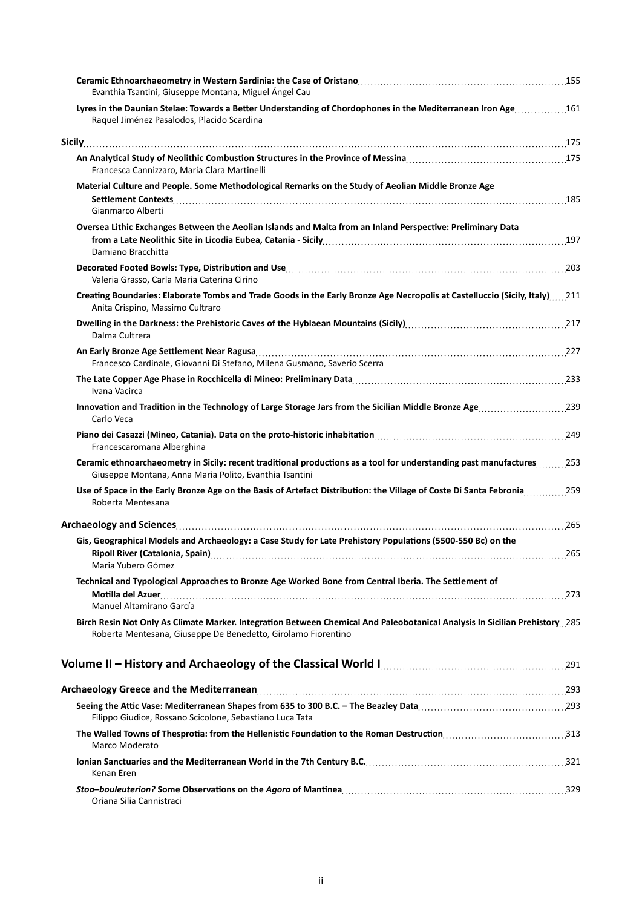**Ceramic Ethnoarchaeometry in Western Sardinia: the Case of Oristano** 155
Evanthia Tsantini, Giuseppe Montana, Miguel Ángel Cau

**Lyres in the Daunian Stelae: Towards a Better Understanding of Chordophones in the Mediterranean Iron Age** 161
Raquel Jiménez Pasalodos, Placido Scardina

## Sicily 175

**An Analytical Study of Neolithic Combustion Structures in the Province of Messina** 175
Francesca Cannizzaro, Maria Clara Martinelli

**Material Culture and People. Some Methodological Remarks on the Study of Aeolian Middle Bronze Age Settlement Contexts** 185
Gianmarco Alberti

**Oversea Lithic Exchanges Between the Aeolian Islands and Malta from an Inland Perspective: Preliminary Data from a Late Neolithic Site in Licodia Eubea, Catania - Sicily** 197
Damiano Bracchitta

**Decorated Footed Bowls: Type, Distribution and Use** 203
Valeria Grasso, Carla Maria Caterina Cirino

**Creating Boundaries: Elaborate Tombs and Trade Goods in the Early Bronze Age Necropolis at Castelluccio (Sicily, Italy)** 211
Anita Crispino, Massimo Cultraro

**Dwelling in the Darkness: the Prehistoric Caves of the Hyblaean Mountains (Sicily)** 217
Dalma Cultrera

**An Early Bronze Age Settlement Near Ragusa** 227
Francesco Cardinale, Giovanni Di Stefano, Milena Gusmano, Saverio Scerra

**The Late Copper Age Phase in Rocchicella di Mineo: Preliminary Data** 233
Ivana Vacirca

**Innovation and Tradition in the Technology of Large Storage Jars from the Sicilian Middle Bronze Age** 239
Carlo Veca

**Piano dei Casazzi (Mineo, Catania). Data on the proto-historic inhabitation** 249
Francescaromana Alberghina

**Ceramic ethnoarchaeometry in Sicily: recent traditional productions as a tool for understanding past manufactures** 253
Giuseppe Montana, Anna Maria Polito, Evanthia Tsantini

**Use of Space in the Early Bronze Age on the Basis of Artefact Distribution: the Village of Coste Di Santa Febronia** 259
Roberta Mentesana

## Archaeology and Sciences 265

**Gis, Geographical Models and Archaeology: a Case Study for Late Prehistory Populations (5500-550 Bc) on the Ripoll River (Catalonia, Spain)** 265
Maria Yubero Gómez

**Technical and Typological Approaches to Bronze Age Worked Bone from Central Iberia. The Settlement of Motilla del Azuer** 273
Manuel Altamirano García

**Birch Resin Not Only As Climate Marker. Integration Between Chemical And Paleobotanical Analysis In Sicilian Prehistory** 285
Roberta Mentesana, Giuseppe De Benedetto, Girolamo Fiorentino

# Volume II – History and Archaeology of the Classical World I 291

## Archaeology Greece and the Mediterranean 293

**Seeing the Attic Vase: Mediterranean Shapes from 635 to 300 B.C. – The Beazley Data** 293
Filippo Giudice, Rossano Scicolone, Sebastiano Luca Tata

**The Walled Towns of Thesprotia: from the Hellenistic Foundation to the Roman Destruction** 313
Marco Moderato

**Ionian Sanctuaries and the Mediterranean World in the 7th Century B.C.** 321
Kenan Eren

***Stoa–bouleuterion?* Some Observations on the *Agora* of Mantinea** 329
Oriana Silia Cannistraci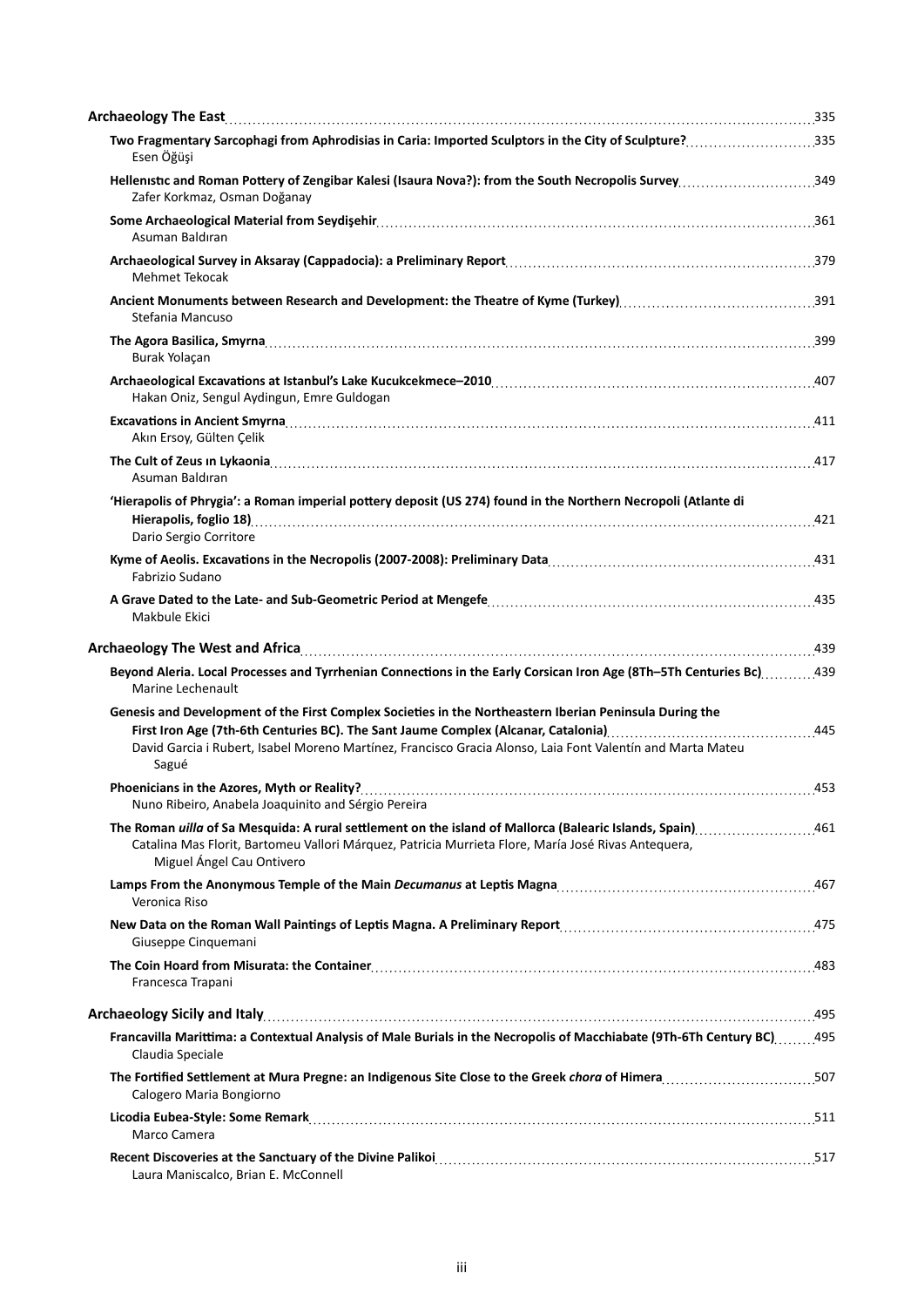**Archaeology The East** 335

**Two Fragmentary Sarcophagi from Aphrodisias in Caria: Imported Sculptors in the City of Sculpture?** 335
Esen Öğüşi

**Hellenıstıc and Roman Pottery of Zengibar Kalesi (Isaura Nova?): from the South Necropolis Survey** 349
Zafer Korkmaz, Osman Doğanay

**Some Archaeological Material from Seydişehir** 361
Asuman Baldıran

**Archaeological Survey in Aksaray (Cappadocia): a Preliminary Report** 379
Mehmet Tekocak

**Ancient Monuments between Research and Development: the Theatre of Kyme (Turkey)** 391
Stefania Mancuso

**The Agora Basilica, Smyrna** 399
Burak Yolaçan

**Archaeological Excavations at Istanbul's Lake Kucukcekmece–2010** 407
Hakan Oniz, Sengul Aydingun, Emre Guldogan

**Excavations in Ancient Smyrna** 411
Akın Ersoy, Gülten Çelik

**The Cult of Zeus ın Lykaonia** 417
Asuman Baldıran

**'Hierapolis of Phrygia': a Roman imperial pottery deposit (US 274) found in the Northern Necropoli (Atlante di Hierapolis, foglio 18)** 421
Dario Sergio Corritore

**Kyme of Aeolis. Excavations in the Necropolis (2007-2008): Preliminary Data** 431
Fabrizio Sudano

**A Grave Dated to the Late- and Sub-Geometric Period at Mengefe** 435
Makbule Ekici

**Archaeology The West and Africa** 439

**Beyond Aleria. Local Processes and Tyrrhenian Connections in the Early Corsican Iron Age (8Th–5Th Centuries Bc)** 439
Marine Lechenault

**Genesis and Development of the First Complex Societies in the Northeastern Iberian Peninsula During the First Iron Age (7th-6th Centuries BC). The Sant Jaume Complex (Alcanar, Catalonia)** 445
David Garcia i Rubert, Isabel Moreno Martínez, Francisco Gracia Alonso, Laia Font Valentín and Marta Mateu Sagué

**Phoenicians in the Azores, Myth or Reality?** 453
Nuno Ribeiro, Anabela Joaquinito and Sérgio Pereira

**The Roman *uilla* of Sa Mesquida: A rural settlement on the island of Mallorca (Balearic Islands, Spain)** 461
Catalina Mas Florit, Bartomeu Vallori Márquez, Patricia Murrieta Flore, María José Rivas Antequera, Miguel Ángel Cau Ontivero

**Lamps From the Anonymous Temple of the Main *Decumanus* at Leptis Magna** 467
Veronica Riso

**New Data on the Roman Wall Paintings of Leptis Magna. A Preliminary Report** 475
Giuseppe Cinquemani

**The Coin Hoard from Misurata: the Container** 483
Francesca Trapani

**Archaeology Sicily and Italy** 495

**Francavilla Marittima: a Contextual Analysis of Male Burials in the Necropolis of Macchiabate (9Th-6Th Century BC)** 495
Claudia Speciale

**The Fortified Settlement at Mura Pregne: an Indigenous Site Close to the Greek *chora* of Himera** 507
Calogero Maria Bongiorno

**Licodia Eubea-Style: Some Remark** 511
Marco Camera

**Recent Discoveries at the Sanctuary of the Divine Palikoi** 517
Laura Maniscalco, Brian E. McConnell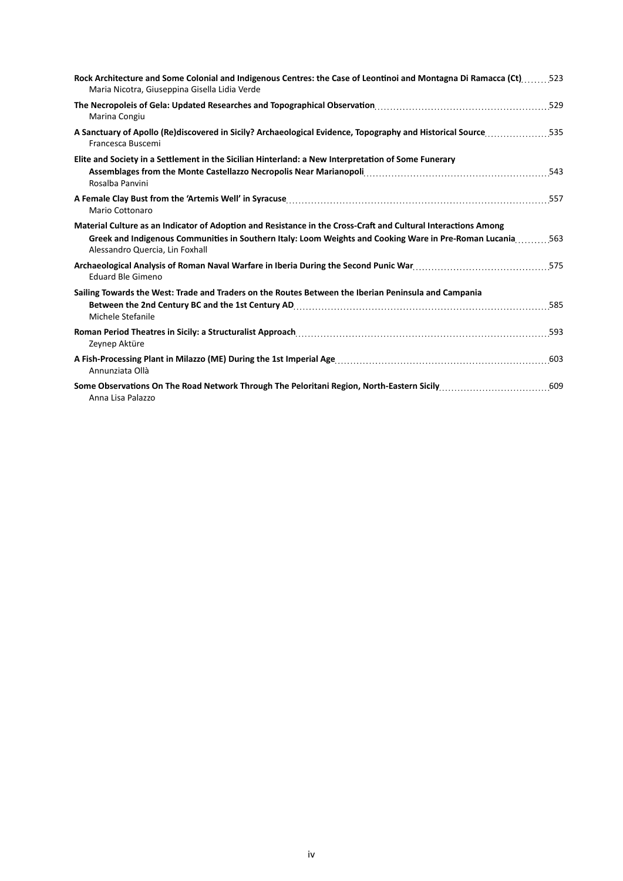**Rock Architecture and Some Colonial and Indigenous Centres: the Case of Leontinoi and Montagna Di Ramacca (Ct)** ........ 523
Maria Nicotra, Giuseppina Gisella Lidia Verde

**The Necropoleis of Gela: Updated Researches and Topographical Observation** ........ 529
Marina Congiu

**A Sanctuary of Apollo (Re)discovered in Sicily? Archaeological Evidence, Topography and Historical Source** ........ 535
Francesca Buscemi

**Elite and Society in a Settlement in the Sicilian Hinterland: a New Interpretation of Some Funerary Assemblages from the Monte Castellazzo Necropolis Near Marianopoli** ........ 543
Rosalba Panvini

**A Female Clay Bust from the 'Artemis Well' in Syracuse** ........ 557
Mario Cottonaro

**Material Culture as an Indicator of Adoption and Resistance in the Cross-Craft and Cultural Interactions Among Greek and Indigenous Communities in Southern Italy: Loom Weights and Cooking Ware in Pre-Roman Lucania** ........ 563
Alessandro Quercia, Lin Foxhall

**Archaeological Analysis of Roman Naval Warfare in Iberia During the Second Punic War** ........ 575
Eduard Ble Gimeno

**Sailing Towards the West: Trade and Traders on the Routes Between the Iberian Peninsula and Campania Between the 2nd Century BC and the 1st Century AD** ........ 585
Michele Stefanile

**Roman Period Theatres in Sicily: a Structuralist Approach** ........ 593
Zeynep Aktüre

**A Fish-Processing Plant in Milazzo (ME) During the 1st Imperial Age** ........ 603
Annunziata Ollà

**Some Observations On The Road Network Through The Peloritani Region, North-Eastern Sicily** ........ 609
Anna Lisa Palazzo